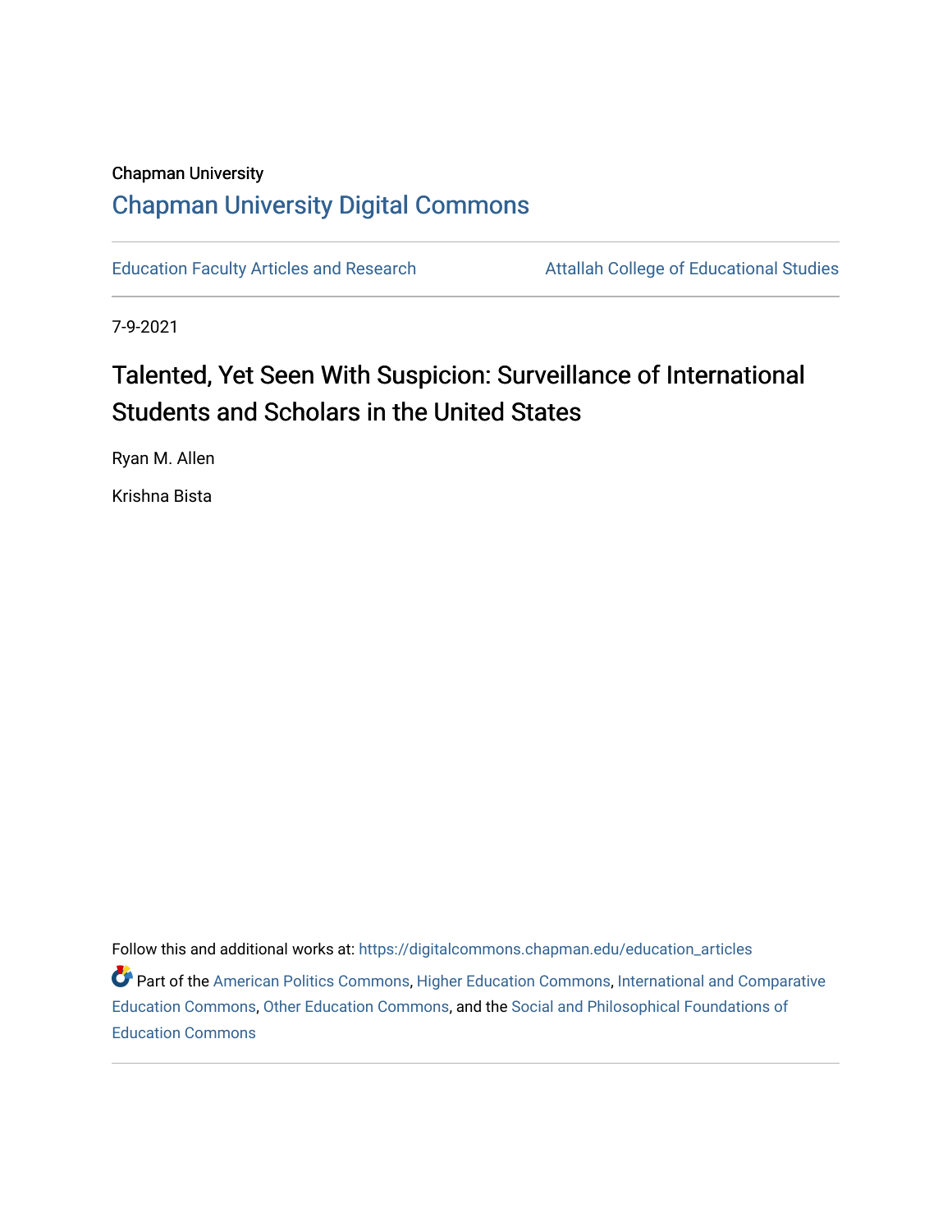Chapman University

## Chapman University Digital Commons

Education Faculty Articles and Research

Attallah College of Educational Studies

7-9-2021

# Talented, Yet Seen With Suspicion: Surveillance of International Students and Scholars in the United States

Ryan M. Allen

Krishna Bista

Follow this and additional works at: https://digitalcommons.chapman.edu/education_articles

Part of the American Politics Commons, Higher Education Commons, International and Comparative Education Commons, Other Education Commons, and the Social and Philosophical Foundations of Education Commons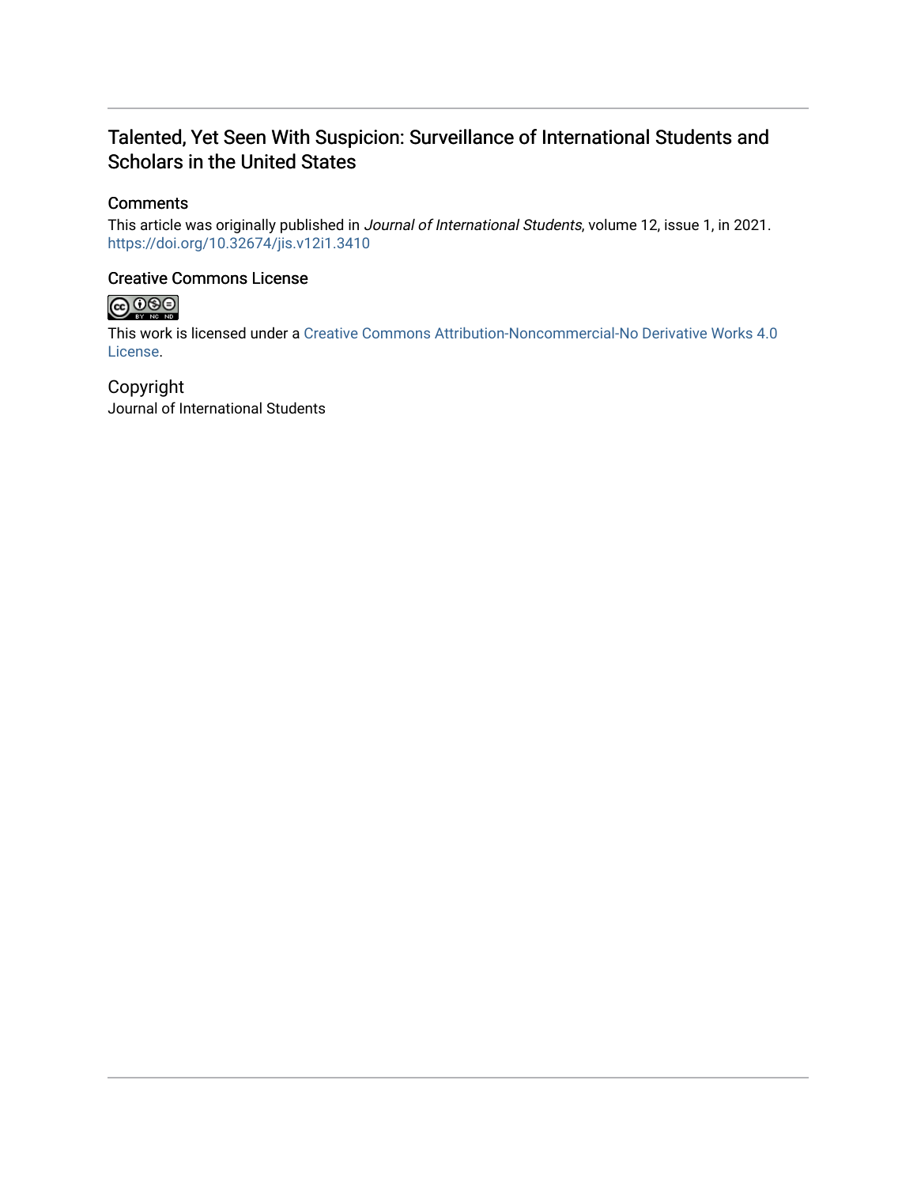# Talented, Yet Seen With Suspicion: Surveillance of International Students and Scholars in the United States

## Comments

This article was originally published in *Journal of International Students*, volume 12, issue 1, in 2021. https://doi.org/10.32674/jis.v12i1.3410

## Creative Commons License

This work is licensed under a Creative Commons Attribution-Noncommercial-No Derivative Works 4.0 License.

## Copyright

Journal of International Students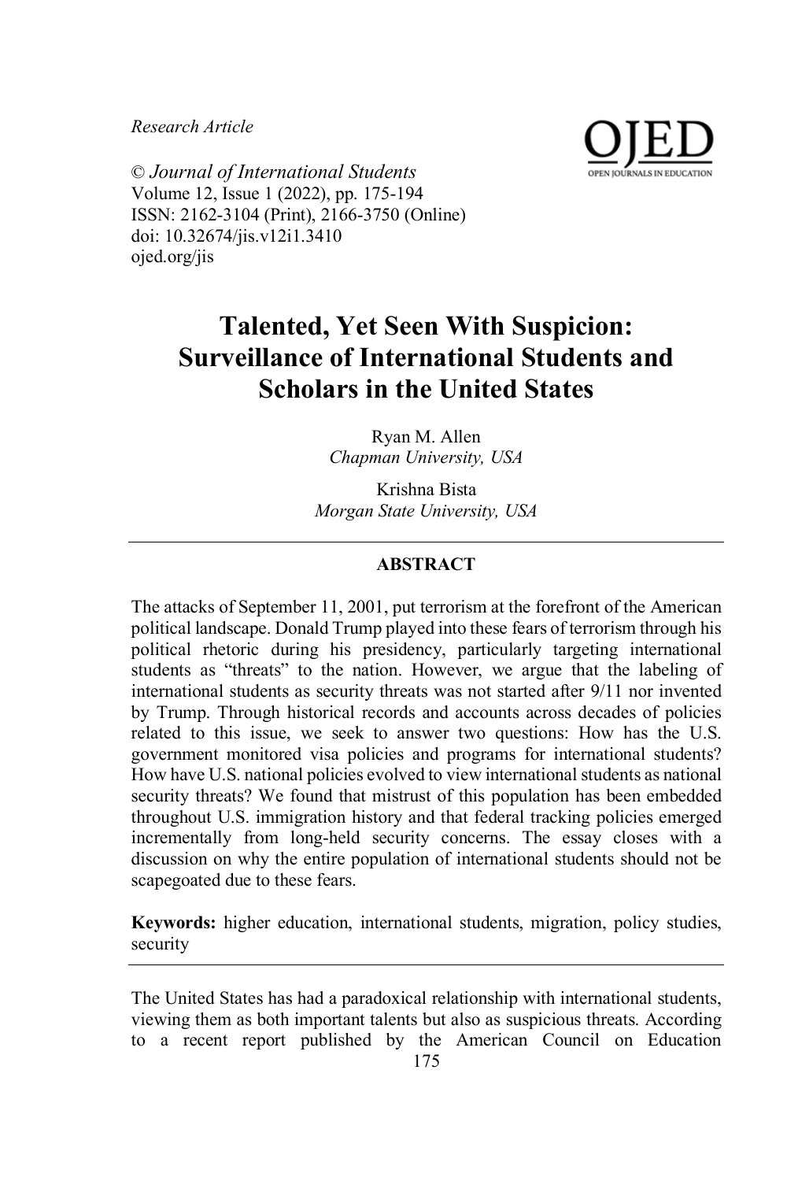*Research Article*

© *Journal of International Students*
Volume 12, Issue 1 (2022), pp. 175-194
ISSN: 2162-3104 (Print), 2166-3750 (Online)
doi: 10.32674/jis.v12i1.3410
ojed.org/jis

# Talented, Yet Seen With Suspicion: Surveillance of International Students and Scholars in the United States

Ryan M. Allen
*Chapman University, USA*

Krishna Bista
*Morgan State University, USA*

---

**ABSTRACT**

The attacks of September 11, 2001, put terrorism at the forefront of the American political landscape. Donald Trump played into these fears of terrorism through his political rhetoric during his presidency, particularly targeting international students as "threats" to the nation. However, we argue that the labeling of international students as security threats was not started after 9/11 nor invented by Trump. Through historical records and accounts across decades of policies related to this issue, we seek to answer two questions: How has the U.S. government monitored visa policies and programs for international students? How have U.S. national policies evolved to view international students as national security threats? We found that mistrust of this population has been embedded throughout U.S. immigration history and that federal tracking policies emerged incrementally from long-held security concerns. The essay closes with a discussion on why the entire population of international students should not be scapegoated due to these fears.

**Keywords:** higher education, international students, migration, policy studies, security

---

The United States has had a paradoxical relationship with international students, viewing them as both important talents but also as suspicious threats. According to a recent report published by the American Council on Education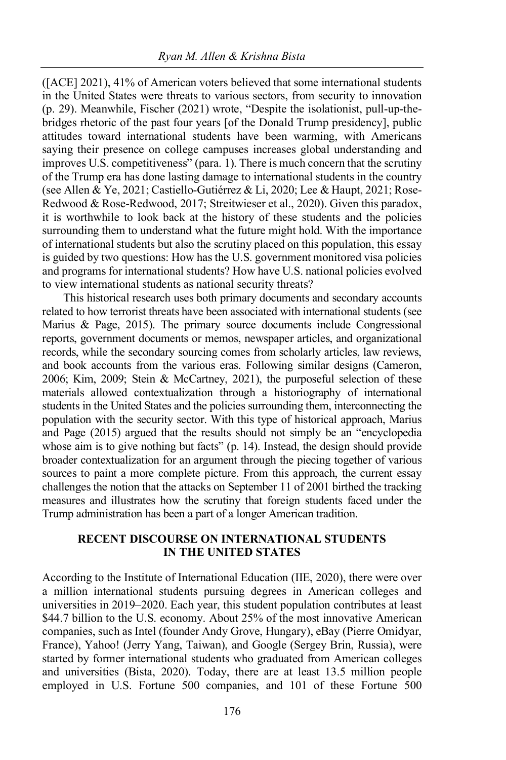([ACE] 2021), 41% of American voters believed that some international students in the United States were threats to various sectors, from security to innovation (p. 29). Meanwhile, Fischer (2021) wrote, "Despite the isolationist, pull-up-the-bridges rhetoric of the past four years [of the Donald Trump presidency], public attitudes toward international students have been warming, with Americans saying their presence on college campuses increases global understanding and improves U.S. competitiveness" (para. 1). There is much concern that the scrutiny of the Trump era has done lasting damage to international students in the country (see Allen & Ye, 2021; Castiello-Gutiérrez & Li, 2020; Lee & Haupt, 2021; Rose-Redwood & Rose-Redwood, 2017; Streitwieser et al., 2020). Given this paradox, it is worthwhile to look back at the history of these students and the policies surrounding them to understand what the future might hold. With the importance of international students but also the scrutiny placed on this population, this essay is guided by two questions: How has the U.S. government monitored visa policies and programs for international students? How have U.S. national policies evolved to view international students as national security threats?

This historical research uses both primary documents and secondary accounts related to how terrorist threats have been associated with international students (see Marius & Page, 2015). The primary source documents include Congressional reports, government documents or memos, newspaper articles, and organizational records, while the secondary sourcing comes from scholarly articles, law reviews, and book accounts from the various eras. Following similar designs (Cameron, 2006; Kim, 2009; Stein & McCartney, 2021), the purposeful selection of these materials allowed contextualization through a historiography of international students in the United States and the policies surrounding them, interconnecting the population with the security sector. With this type of historical approach, Marius and Page (2015) argued that the results should not simply be an "encyclopedia whose aim is to give nothing but facts" (p. 14). Instead, the design should provide broader contextualization for an argument through the piecing together of various sources to paint a more complete picture. From this approach, the current essay challenges the notion that the attacks on September 11 of 2001 birthed the tracking measures and illustrates how the scrutiny that foreign students faced under the Trump administration has been a part of a longer American tradition.

## RECENT DISCOURSE ON INTERNATIONAL STUDENTS IN THE UNITED STATES

According to the Institute of International Education (IIE, 2020), there were over a million international students pursuing degrees in American colleges and universities in 2019–2020. Each year, this student population contributes at least $44.7 billion to the U.S. economy. About 25% of the most innovative American companies, such as Intel (founder Andy Grove, Hungary), eBay (Pierre Omidyar, France), Yahoo! (Jerry Yang, Taiwan), and Google (Sergey Brin, Russia), were started by former international students who graduated from American colleges and universities (Bista, 2020). Today, there are at least 13.5 million people employed in U.S. Fortune 500 companies, and 101 of these Fortune 500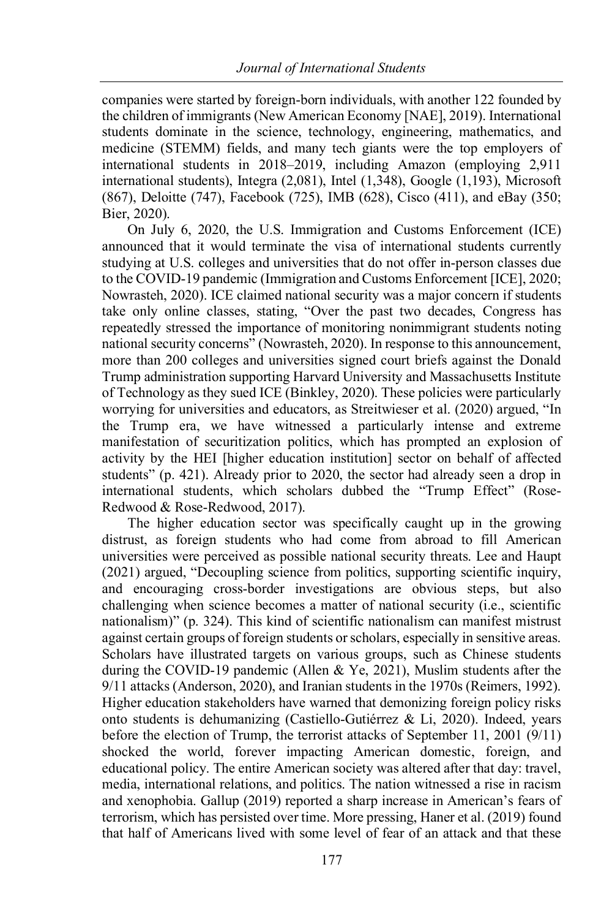companies were started by foreign-born individuals, with another 122 founded by the children of immigrants (New American Economy [NAE], 2019). International students dominate in the science, technology, engineering, mathematics, and medicine (STEMM) fields, and many tech giants were the top employers of international students in 2018–2019, including Amazon (employing 2,911 international students), Integra (2,081), Intel (1,348), Google (1,193), Microsoft (867), Deloitte (747), Facebook (725), IMB (628), Cisco (411), and eBay (350; Bier, 2020).

On July 6, 2020, the U.S. Immigration and Customs Enforcement (ICE) announced that it would terminate the visa of international students currently studying at U.S. colleges and universities that do not offer in-person classes due to the COVID-19 pandemic (Immigration and Customs Enforcement [ICE], 2020; Nowrasteh, 2020). ICE claimed national security was a major concern if students take only online classes, stating, "Over the past two decades, Congress has repeatedly stressed the importance of monitoring nonimmigrant students noting national security concerns" (Nowrasteh, 2020). In response to this announcement, more than 200 colleges and universities signed court briefs against the Donald Trump administration supporting Harvard University and Massachusetts Institute of Technology as they sued ICE (Binkley, 2020). These policies were particularly worrying for universities and educators, as Streitwieser et al. (2020) argued, "In the Trump era, we have witnessed a particularly intense and extreme manifestation of securitization politics, which has prompted an explosion of activity by the HEI [higher education institution] sector on behalf of affected students" (p. 421). Already prior to 2020, the sector had already seen a drop in international students, which scholars dubbed the "Trump Effect" (Rose-Redwood & Rose-Redwood, 2017).

The higher education sector was specifically caught up in the growing distrust, as foreign students who had come from abroad to fill American universities were perceived as possible national security threats. Lee and Haupt (2021) argued, "Decoupling science from politics, supporting scientific inquiry, and encouraging cross-border investigations are obvious steps, but also challenging when science becomes a matter of national security (i.e., scientific nationalism)" (p. 324). This kind of scientific nationalism can manifest mistrust against certain groups of foreign students or scholars, especially in sensitive areas. Scholars have illustrated targets on various groups, such as Chinese students during the COVID-19 pandemic (Allen & Ye, 2021), Muslim students after the 9/11 attacks (Anderson, 2020), and Iranian students in the 1970s (Reimers, 1992). Higher education stakeholders have warned that demonizing foreign policy risks onto students is dehumanizing (Castiello-Gutiérrez & Li, 2020). Indeed, years before the election of Trump, the terrorist attacks of September 11, 2001 (9/11) shocked the world, forever impacting American domestic, foreign, and educational policy. The entire American society was altered after that day: travel, media, international relations, and politics. The nation witnessed a rise in racism and xenophobia. Gallup (2019) reported a sharp increase in American's fears of terrorism, which has persisted over time. More pressing, Haner et al. (2019) found that half of Americans lived with some level of fear of an attack and that these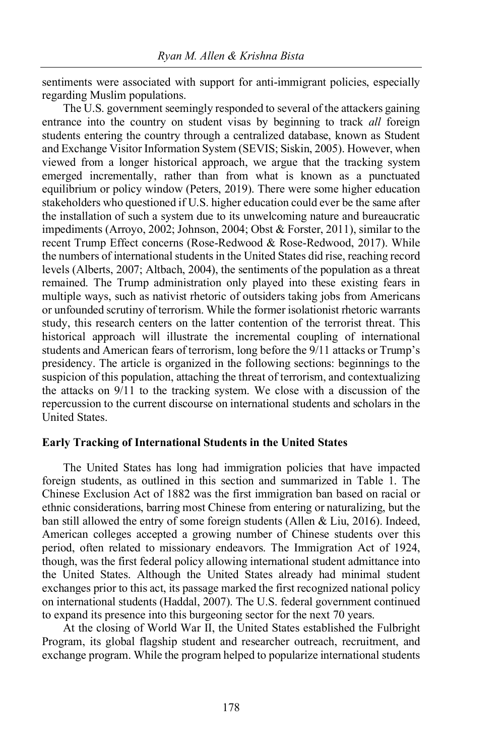sentiments were associated with support for anti-immigrant policies, especially regarding Muslim populations.

The U.S. government seemingly responded to several of the attackers gaining entrance into the country on student visas by beginning to track *all* foreign students entering the country through a centralized database, known as Student and Exchange Visitor Information System (SEVIS; Siskin, 2005). However, when viewed from a longer historical approach, we argue that the tracking system emerged incrementally, rather than from what is known as a punctuated equilibrium or policy window (Peters, 2019). There were some higher education stakeholders who questioned if U.S. higher education could ever be the same after the installation of such a system due to its unwelcoming nature and bureaucratic impediments (Arroyo, 2002; Johnson, 2004; Obst & Forster, 2011), similar to the recent Trump Effect concerns (Rose-Redwood & Rose-Redwood, 2017). While the numbers of international students in the United States did rise, reaching record levels (Alberts, 2007; Altbach, 2004), the sentiments of the population as a threat remained. The Trump administration only played into these existing fears in multiple ways, such as nativist rhetoric of outsiders taking jobs from Americans or unfounded scrutiny of terrorism. While the former isolationist rhetoric warrants study, this research centers on the latter contention of the terrorist threat. This historical approach will illustrate the incremental coupling of international students and American fears of terrorism, long before the 9/11 attacks or Trump's presidency. The article is organized in the following sections: beginnings to the suspicion of this population, attaching the threat of terrorism, and contextualizing the attacks on 9/11 to the tracking system. We close with a discussion of the repercussion to the current discourse on international students and scholars in the United States.

## Early Tracking of International Students in the United States

The United States has long had immigration policies that have impacted foreign students, as outlined in this section and summarized in Table 1. The Chinese Exclusion Act of 1882 was the first immigration ban based on racial or ethnic considerations, barring most Chinese from entering or naturalizing, but the ban still allowed the entry of some foreign students (Allen & Liu, 2016). Indeed, American colleges accepted a growing number of Chinese students over this period, often related to missionary endeavors. The Immigration Act of 1924, though, was the first federal policy allowing international student admittance into the United States. Although the United States already had minimal student exchanges prior to this act, its passage marked the first recognized national policy on international students (Haddal, 2007). The U.S. federal government continued to expand its presence into this burgeoning sector for the next 70 years.

At the closing of World War II, the United States established the Fulbright Program, its global flagship student and researcher outreach, recruitment, and exchange program. While the program helped to popularize international students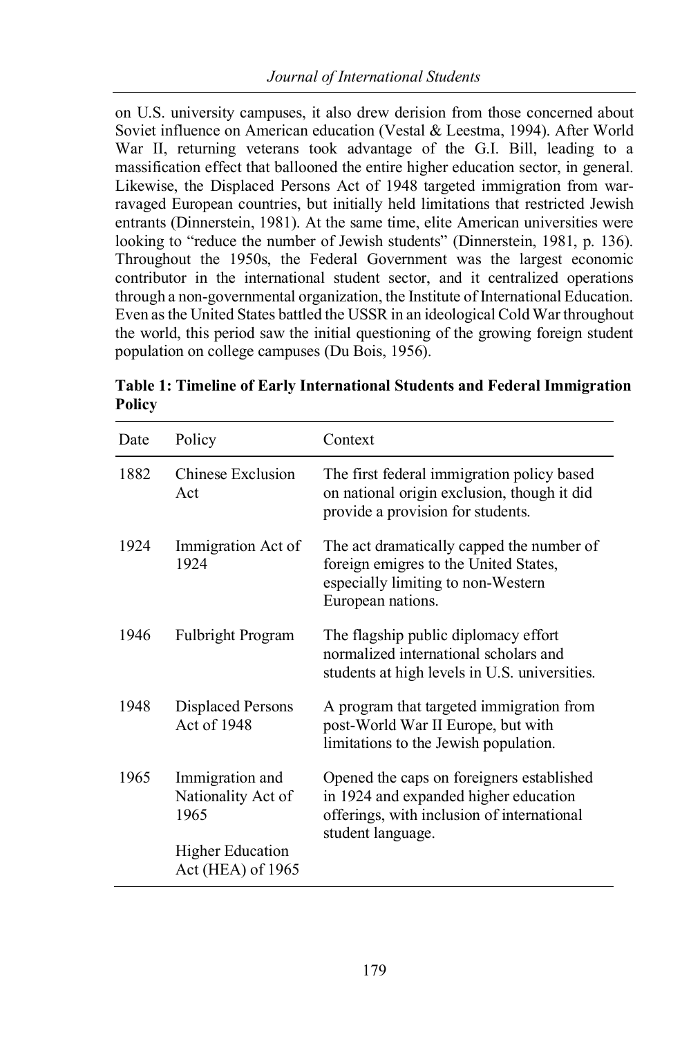on U.S. university campuses, it also drew derision from those concerned about Soviet influence on American education (Vestal & Leestma, 1994). After World War II, returning veterans took advantage of the G.I. Bill, leading to a massification effect that ballooned the entire higher education sector, in general. Likewise, the Displaced Persons Act of 1948 targeted immigration from war-ravaged European countries, but initially held limitations that restricted Jewish entrants (Dinnerstein, 1981). At the same time, elite American universities were looking to "reduce the number of Jewish students" (Dinnerstein, 1981, p. 136). Throughout the 1950s, the Federal Government was the largest economic contributor in the international student sector, and it centralized operations through a non-governmental organization, the Institute of International Education. Even as the United States battled the USSR in an ideological Cold War throughout the world, this period saw the initial questioning of the growing foreign student population on college campuses (Du Bois, 1956).

**Table 1: Timeline of Early International Students and Federal Immigration Policy**

| Date | Policy | Context |
|---|---|---|
| 1882 | Chinese Exclusion Act | The first federal immigration policy based on national origin exclusion, though it did provide a provision for students. |
| 1924 | Immigration Act of 1924 | The act dramatically capped the number of foreign emigres to the United States, especially limiting to non-Western European nations. |
| 1946 | Fulbright Program | The flagship public diplomacy effort normalized international scholars and students at high levels in U.S. universities. |
| 1948 | Displaced Persons Act of 1948 | A program that targeted immigration from post-World War II Europe, but with limitations to the Jewish population. |
| 1965 | Immigration and Nationality Act of 1965<br>Higher Education Act (HEA) of 1965 | Opened the caps on foreigners established in 1924 and expanded higher education offerings, with inclusion of international student language. |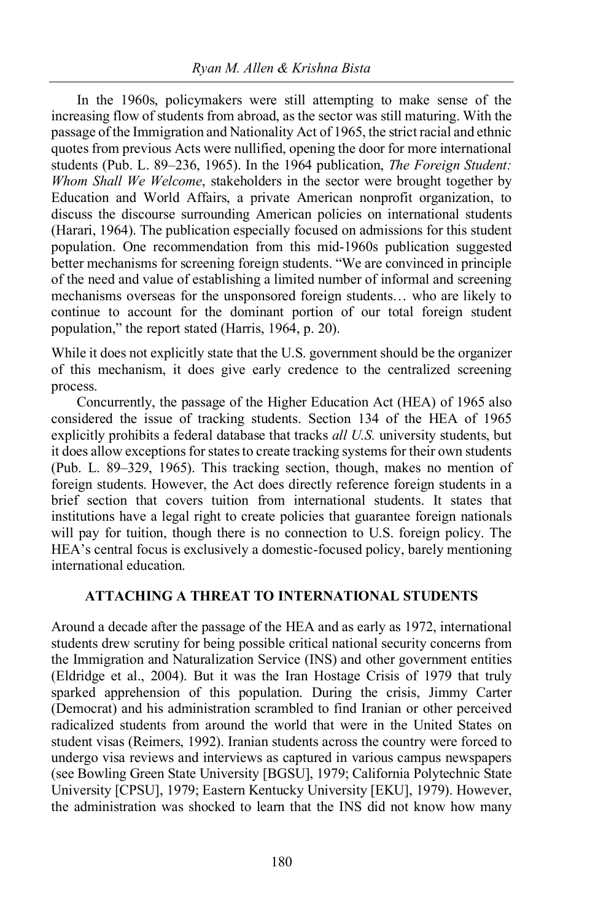In the 1960s, policymakers were still attempting to make sense of the increasing flow of students from abroad, as the sector was still maturing. With the passage of the Immigration and Nationality Act of 1965, the strict racial and ethnic quotes from previous Acts were nullified, opening the door for more international students (Pub. L. 89–236, 1965). In the 1964 publication, *The Foreign Student: Whom Shall We Welcome*, stakeholders in the sector were brought together by Education and World Affairs, a private American nonprofit organization, to discuss the discourse surrounding American policies on international students (Harari, 1964). The publication especially focused on admissions for this student population. One recommendation from this mid-1960s publication suggested better mechanisms for screening foreign students. "We are convinced in principle of the need and value of establishing a limited number of informal and screening mechanisms overseas for the unsponsored foreign students… who are likely to continue to account for the dominant portion of our total foreign student population," the report stated (Harris, 1964, p. 20).

While it does not explicitly state that the U.S. government should be the organizer of this mechanism, it does give early credence to the centralized screening process.

Concurrently, the passage of the Higher Education Act (HEA) of 1965 also considered the issue of tracking students. Section 134 of the HEA of 1965 explicitly prohibits a federal database that tracks *all U.S.* university students, but it does allow exceptions for states to create tracking systems for their own students (Pub. L. 89–329, 1965). This tracking section, though, makes no mention of foreign students. However, the Act does directly reference foreign students in a brief section that covers tuition from international students. It states that institutions have a legal right to create policies that guarantee foreign nationals will pay for tuition, though there is no connection to U.S. foreign policy. The HEA's central focus is exclusively a domestic-focused policy, barely mentioning international education.

## ATTACHING A THREAT TO INTERNATIONAL STUDENTS

Around a decade after the passage of the HEA and as early as 1972, international students drew scrutiny for being possible critical national security concerns from the Immigration and Naturalization Service (INS) and other government entities (Eldridge et al., 2004). But it was the Iran Hostage Crisis of 1979 that truly sparked apprehension of this population. During the crisis, Jimmy Carter (Democrat) and his administration scrambled to find Iranian or other perceived radicalized students from around the world that were in the United States on student visas (Reimers, 1992). Iranian students across the country were forced to undergo visa reviews and interviews as captured in various campus newspapers (see Bowling Green State University [BGSU], 1979; California Polytechnic State University [CPSU], 1979; Eastern Kentucky University [EKU], 1979). However, the administration was shocked to learn that the INS did not know how many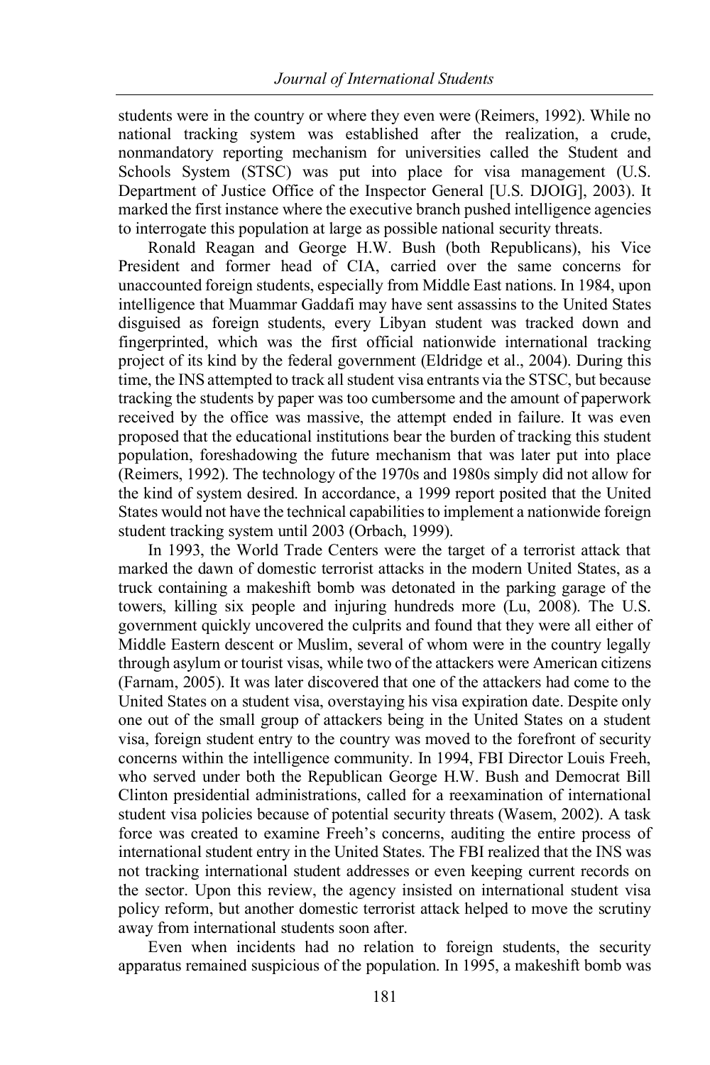students were in the country or where they even were (Reimers, 1992). While no national tracking system was established after the realization, a crude, nonmandatory reporting mechanism for universities called the Student and Schools System (STSC) was put into place for visa management (U.S. Department of Justice Office of the Inspector General [U.S. DJOIG], 2003). It marked the first instance where the executive branch pushed intelligence agencies to interrogate this population at large as possible national security threats.

Ronald Reagan and George H.W. Bush (both Republicans), his Vice President and former head of CIA, carried over the same concerns for unaccounted foreign students, especially from Middle East nations. In 1984, upon intelligence that Muammar Gaddafi may have sent assassins to the United States disguised as foreign students, every Libyan student was tracked down and fingerprinted, which was the first official nationwide international tracking project of its kind by the federal government (Eldridge et al., 2004). During this time, the INS attempted to track all student visa entrants via the STSC, but because tracking the students by paper was too cumbersome and the amount of paperwork received by the office was massive, the attempt ended in failure. It was even proposed that the educational institutions bear the burden of tracking this student population, foreshadowing the future mechanism that was later put into place (Reimers, 1992). The technology of the 1970s and 1980s simply did not allow for the kind of system desired. In accordance, a 1999 report posited that the United States would not have the technical capabilities to implement a nationwide foreign student tracking system until 2003 (Orbach, 1999).

In 1993, the World Trade Centers were the target of a terrorist attack that marked the dawn of domestic terrorist attacks in the modern United States, as a truck containing a makeshift bomb was detonated in the parking garage of the towers, killing six people and injuring hundreds more (Lu, 2008). The U.S. government quickly uncovered the culprits and found that they were all either of Middle Eastern descent or Muslim, several of whom were in the country legally through asylum or tourist visas, while two of the attackers were American citizens (Farnam, 2005). It was later discovered that one of the attackers had come to the United States on a student visa, overstaying his visa expiration date. Despite only one out of the small group of attackers being in the United States on a student visa, foreign student entry to the country was moved to the forefront of security concerns within the intelligence community. In 1994, FBI Director Louis Freeh, who served under both the Republican George H.W. Bush and Democrat Bill Clinton presidential administrations, called for a reexamination of international student visa policies because of potential security threats (Wasem, 2002). A task force was created to examine Freeh's concerns, auditing the entire process of international student entry in the United States. The FBI realized that the INS was not tracking international student addresses or even keeping current records on the sector. Upon this review, the agency insisted on international student visa policy reform, but another domestic terrorist attack helped to move the scrutiny away from international students soon after.

Even when incidents had no relation to foreign students, the security apparatus remained suspicious of the population. In 1995, a makeshift bomb was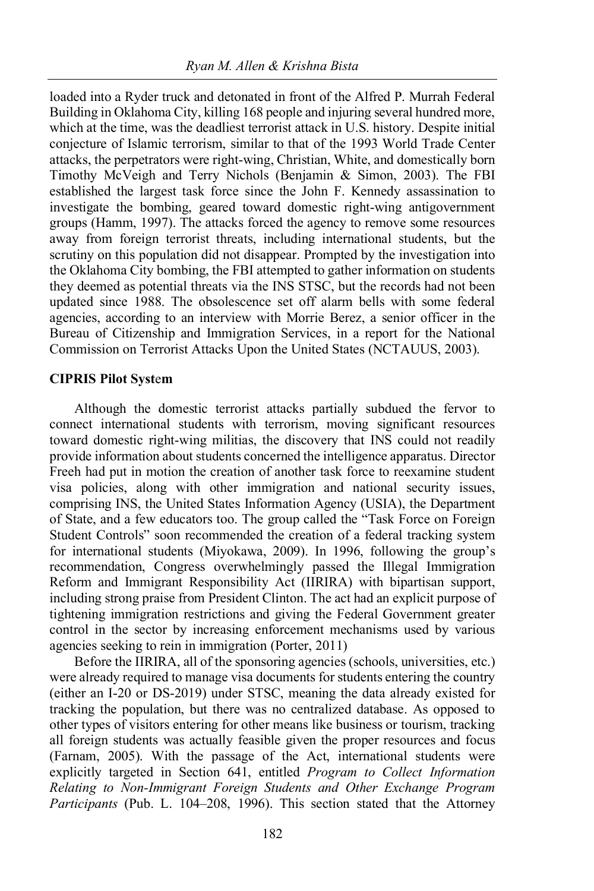loaded into a Ryder truck and detonated in front of the Alfred P. Murrah Federal Building in Oklahoma City, killing 168 people and injuring several hundred more, which at the time, was the deadliest terrorist attack in U.S. history. Despite initial conjecture of Islamic terrorism, similar to that of the 1993 World Trade Center attacks, the perpetrators were right-wing, Christian, White, and domestically born Timothy McVeigh and Terry Nichols (Benjamin & Simon, 2003). The FBI established the largest task force since the John F. Kennedy assassination to investigate the bombing, geared toward domestic right-wing antigovernment groups (Hamm, 1997). The attacks forced the agency to remove some resources away from foreign terrorist threats, including international students, but the scrutiny on this population did not disappear. Prompted by the investigation into the Oklahoma City bombing, the FBI attempted to gather information on students they deemed as potential threats via the INS STSC, but the records had not been updated since 1988. The obsolescence set off alarm bells with some federal agencies, according to an interview with Morrie Berez, a senior officer in the Bureau of Citizenship and Immigration Services, in a report for the National Commission on Terrorist Attacks Upon the United States (NCTAUUS, 2003).

### CIPRIS Pilot System

Although the domestic terrorist attacks partially subdued the fervor to connect international students with terrorism, moving significant resources toward domestic right-wing militias, the discovery that INS could not readily provide information about students concerned the intelligence apparatus. Director Freeh had put in motion the creation of another task force to reexamine student visa policies, along with other immigration and national security issues, comprising INS, the United States Information Agency (USIA), the Department of State, and a few educators too. The group called the "Task Force on Foreign Student Controls" soon recommended the creation of a federal tracking system for international students (Miyokawa, 2009). In 1996, following the group's recommendation, Congress overwhelmingly passed the Illegal Immigration Reform and Immigrant Responsibility Act (IIRIRA) with bipartisan support, including strong praise from President Clinton. The act had an explicit purpose of tightening immigration restrictions and giving the Federal Government greater control in the sector by increasing enforcement mechanisms used by various agencies seeking to rein in immigration (Porter, 2011)

Before the IIRIRA, all of the sponsoring agencies (schools, universities, etc.) were already required to manage visa documents for students entering the country (either an I-20 or DS-2019) under STSC, meaning the data already existed for tracking the population, but there was no centralized database. As opposed to other types of visitors entering for other means like business or tourism, tracking all foreign students was actually feasible given the proper resources and focus (Farnam, 2005). With the passage of the Act, international students were explicitly targeted in Section 641, entitled *Program to Collect Information Relating to Non-Immigrant Foreign Students and Other Exchange Program Participants* (Pub. L. 104–208, 1996). This section stated that the Attorney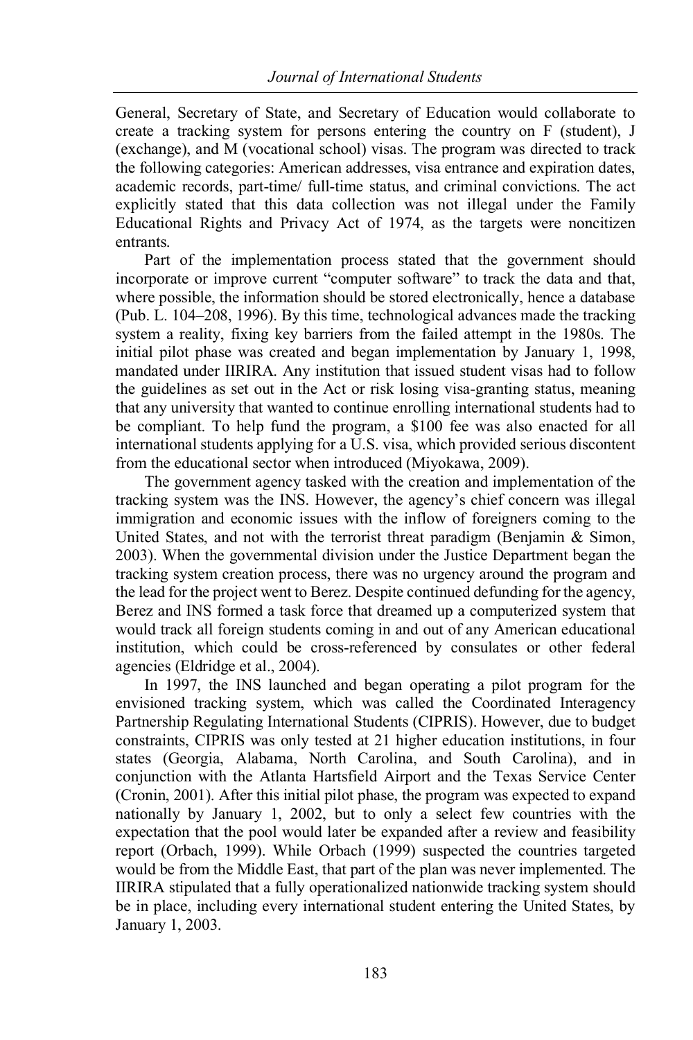General, Secretary of State, and Secretary of Education would collaborate to create a tracking system for persons entering the country on F (student), J (exchange), and M (vocational school) visas. The program was directed to track the following categories: American addresses, visa entrance and expiration dates, academic records, part-time/ full-time status, and criminal convictions. The act explicitly stated that this data collection was not illegal under the Family Educational Rights and Privacy Act of 1974, as the targets were noncitizen entrants.

Part of the implementation process stated that the government should incorporate or improve current "computer software" to track the data and that, where possible, the information should be stored electronically, hence a database (Pub. L. 104–208, 1996). By this time, technological advances made the tracking system a reality, fixing key barriers from the failed attempt in the 1980s. The initial pilot phase was created and began implementation by January 1, 1998, mandated under IIRIRA. Any institution that issued student visas had to follow the guidelines as set out in the Act or risk losing visa-granting status, meaning that any university that wanted to continue enrolling international students had to be compliant. To help fund the program, a $100 fee was also enacted for all international students applying for a U.S. visa, which provided serious discontent from the educational sector when introduced (Miyokawa, 2009).

The government agency tasked with the creation and implementation of the tracking system was the INS. However, the agency's chief concern was illegal immigration and economic issues with the inflow of foreigners coming to the United States, and not with the terrorist threat paradigm (Benjamin & Simon, 2003). When the governmental division under the Justice Department began the tracking system creation process, there was no urgency around the program and the lead for the project went to Berez. Despite continued defunding for the agency, Berez and INS formed a task force that dreamed up a computerized system that would track all foreign students coming in and out of any American educational institution, which could be cross-referenced by consulates or other federal agencies (Eldridge et al., 2004).

In 1997, the INS launched and began operating a pilot program for the envisioned tracking system, which was called the Coordinated Interagency Partnership Regulating International Students (CIPRIS). However, due to budget constraints, CIPRIS was only tested at 21 higher education institutions, in four states (Georgia, Alabama, North Carolina, and South Carolina), and in conjunction with the Atlanta Hartsfield Airport and the Texas Service Center (Cronin, 2001). After this initial pilot phase, the program was expected to expand nationally by January 1, 2002, but to only a select few countries with the expectation that the pool would later be expanded after a review and feasibility report (Orbach, 1999). While Orbach (1999) suspected the countries targeted would be from the Middle East, that part of the plan was never implemented. The IIRIRA stipulated that a fully operationalized nationwide tracking system should be in place, including every international student entering the United States, by January 1, 2003.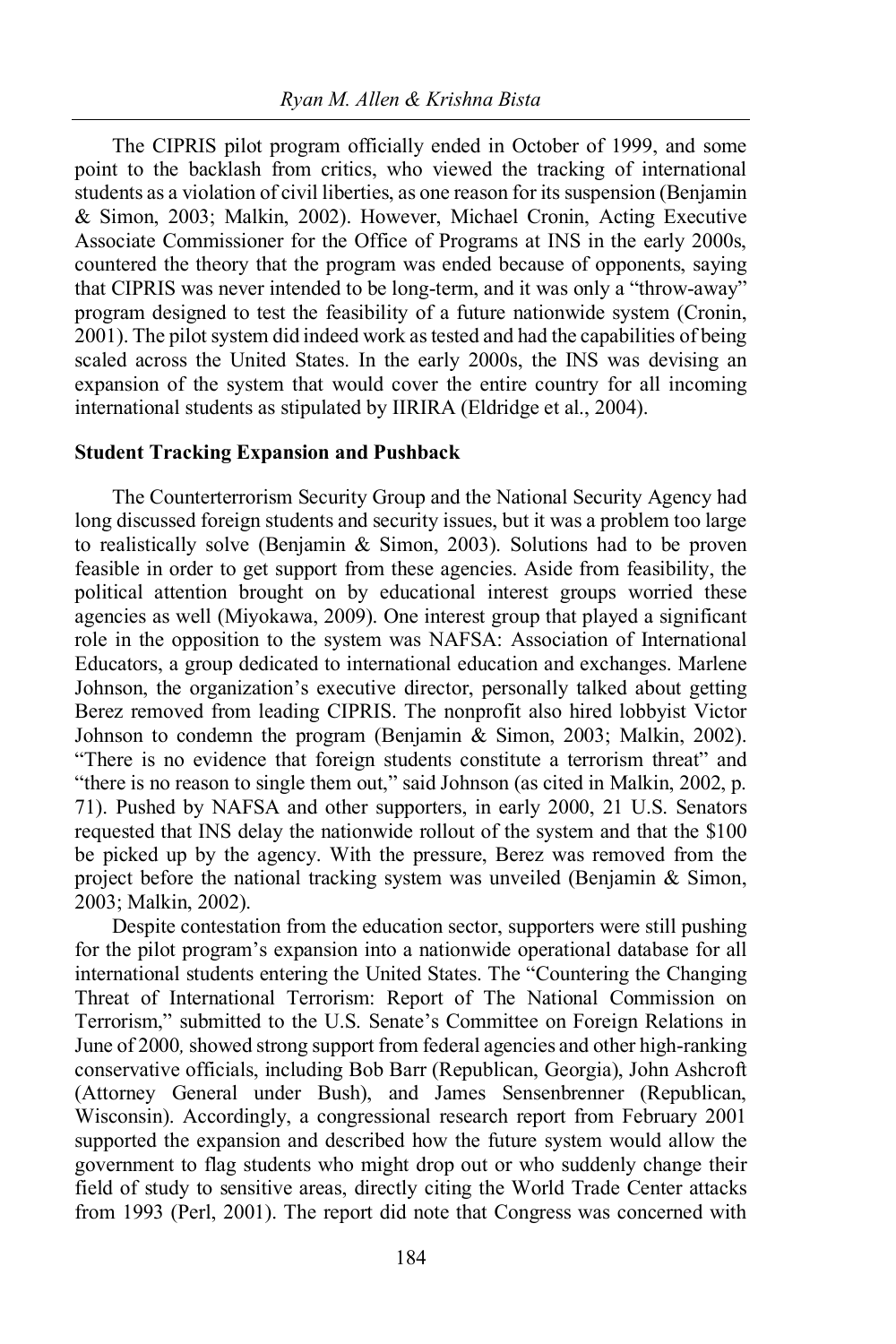The CIPRIS pilot program officially ended in October of 1999, and some point to the backlash from critics, who viewed the tracking of international students as a violation of civil liberties, as one reason for its suspension (Benjamin & Simon, 2003; Malkin, 2002). However, Michael Cronin, Acting Executive Associate Commissioner for the Office of Programs at INS in the early 2000s, countered the theory that the program was ended because of opponents, saying that CIPRIS was never intended to be long-term, and it was only a "throw-away" program designed to test the feasibility of a future nationwide system (Cronin, 2001). The pilot system did indeed work as tested and had the capabilities of being scaled across the United States. In the early 2000s, the INS was devising an expansion of the system that would cover the entire country for all incoming international students as stipulated by IIRIRA (Eldridge et al., 2004).

**Student Tracking Expansion and Pushback**

The Counterterrorism Security Group and the National Security Agency had long discussed foreign students and security issues, but it was a problem too large to realistically solve (Benjamin & Simon, 2003). Solutions had to be proven feasible in order to get support from these agencies. Aside from feasibility, the political attention brought on by educational interest groups worried these agencies as well (Miyokawa, 2009). One interest group that played a significant role in the opposition to the system was NAFSA: Association of International Educators, a group dedicated to international education and exchanges. Marlene Johnson, the organization's executive director, personally talked about getting Berez removed from leading CIPRIS. The nonprofit also hired lobbyist Victor Johnson to condemn the program (Benjamin & Simon, 2003; Malkin, 2002). "There is no evidence that foreign students constitute a terrorism threat" and "there is no reason to single them out," said Johnson (as cited in Malkin, 2002, p. 71). Pushed by NAFSA and other supporters, in early 2000, 21 U.S. Senators requested that INS delay the nationwide rollout of the system and that the $100 be picked up by the agency. With the pressure, Berez was removed from the project before the national tracking system was unveiled (Benjamin & Simon, 2003; Malkin, 2002).

Despite contestation from the education sector, supporters were still pushing for the pilot program's expansion into a nationwide operational database for all international students entering the United States. The "Countering the Changing Threat of International Terrorism: Report of The National Commission on Terrorism," submitted to the U.S. Senate's Committee on Foreign Relations in June of 2000, showed strong support from federal agencies and other high-ranking conservative officials, including Bob Barr (Republican, Georgia), John Ashcroft (Attorney General under Bush), and James Sensenbrenner (Republican, Wisconsin). Accordingly, a congressional research report from February 2001 supported the expansion and described how the future system would allow the government to flag students who might drop out or who suddenly change their field of study to sensitive areas, directly citing the World Trade Center attacks from 1993 (Perl, 2001). The report did note that Congress was concerned with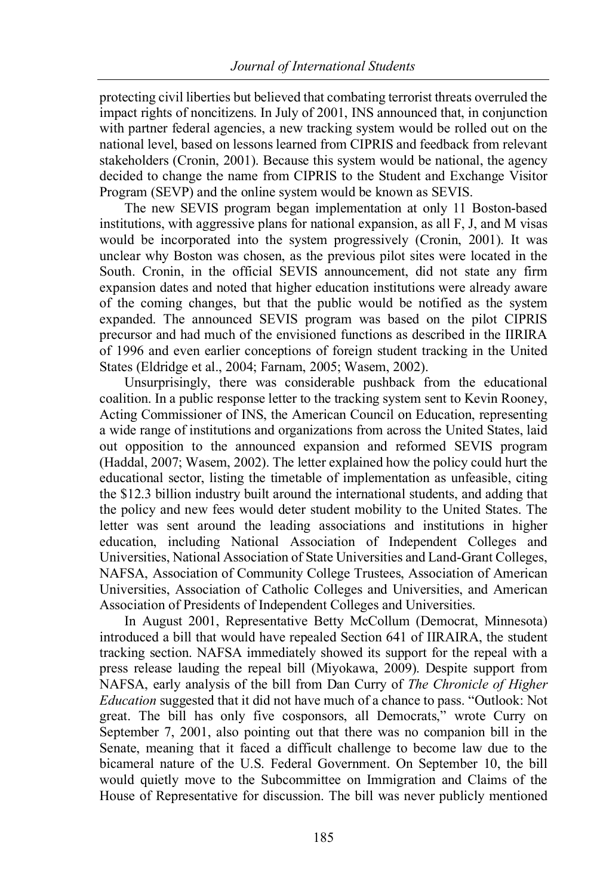protecting civil liberties but believed that combating terrorist threats overruled the impact rights of noncitizens. In July of 2001, INS announced that, in conjunction with partner federal agencies, a new tracking system would be rolled out on the national level, based on lessons learned from CIPRIS and feedback from relevant stakeholders (Cronin, 2001). Because this system would be national, the agency decided to change the name from CIPRIS to the Student and Exchange Visitor Program (SEVP) and the online system would be known as SEVIS.

The new SEVIS program began implementation at only 11 Boston-based institutions, with aggressive plans for national expansion, as all F, J, and M visas would be incorporated into the system progressively (Cronin, 2001). It was unclear why Boston was chosen, as the previous pilot sites were located in the South. Cronin, in the official SEVIS announcement, did not state any firm expansion dates and noted that higher education institutions were already aware of the coming changes, but that the public would be notified as the system expanded. The announced SEVIS program was based on the pilot CIPRIS precursor and had much of the envisioned functions as described in the IIRIRA of 1996 and even earlier conceptions of foreign student tracking in the United States (Eldridge et al., 2004; Farnam, 2005; Wasem, 2002).

Unsurprisingly, there was considerable pushback from the educational coalition. In a public response letter to the tracking system sent to Kevin Rooney, Acting Commissioner of INS, the American Council on Education, representing a wide range of institutions and organizations from across the United States, laid out opposition to the announced expansion and reformed SEVIS program (Haddal, 2007; Wasem, 2002). The letter explained how the policy could hurt the educational sector, listing the timetable of implementation as unfeasible, citing the \$12.3 billion industry built around the international students, and adding that the policy and new fees would deter student mobility to the United States. The letter was sent around the leading associations and institutions in higher education, including National Association of Independent Colleges and Universities, National Association of State Universities and Land-Grant Colleges, NAFSA, Association of Community College Trustees, Association of American Universities, Association of Catholic Colleges and Universities, and American Association of Presidents of Independent Colleges and Universities.

In August 2001, Representative Betty McCollum (Democrat, Minnesota) introduced a bill that would have repealed Section 641 of IIRAIRA, the student tracking section. NAFSA immediately showed its support for the repeal with a press release lauding the repeal bill (Miyokawa, 2009). Despite support from NAFSA, early analysis of the bill from Dan Curry of *The Chronicle of Higher Education* suggested that it did not have much of a chance to pass. "Outlook: Not great. The bill has only five cosponsors, all Democrats," wrote Curry on September 7, 2001, also pointing out that there was no companion bill in the Senate, meaning that it faced a difficult challenge to become law due to the bicameral nature of the U.S. Federal Government. On September 10, the bill would quietly move to the Subcommittee on Immigration and Claims of the House of Representative for discussion. The bill was never publicly mentioned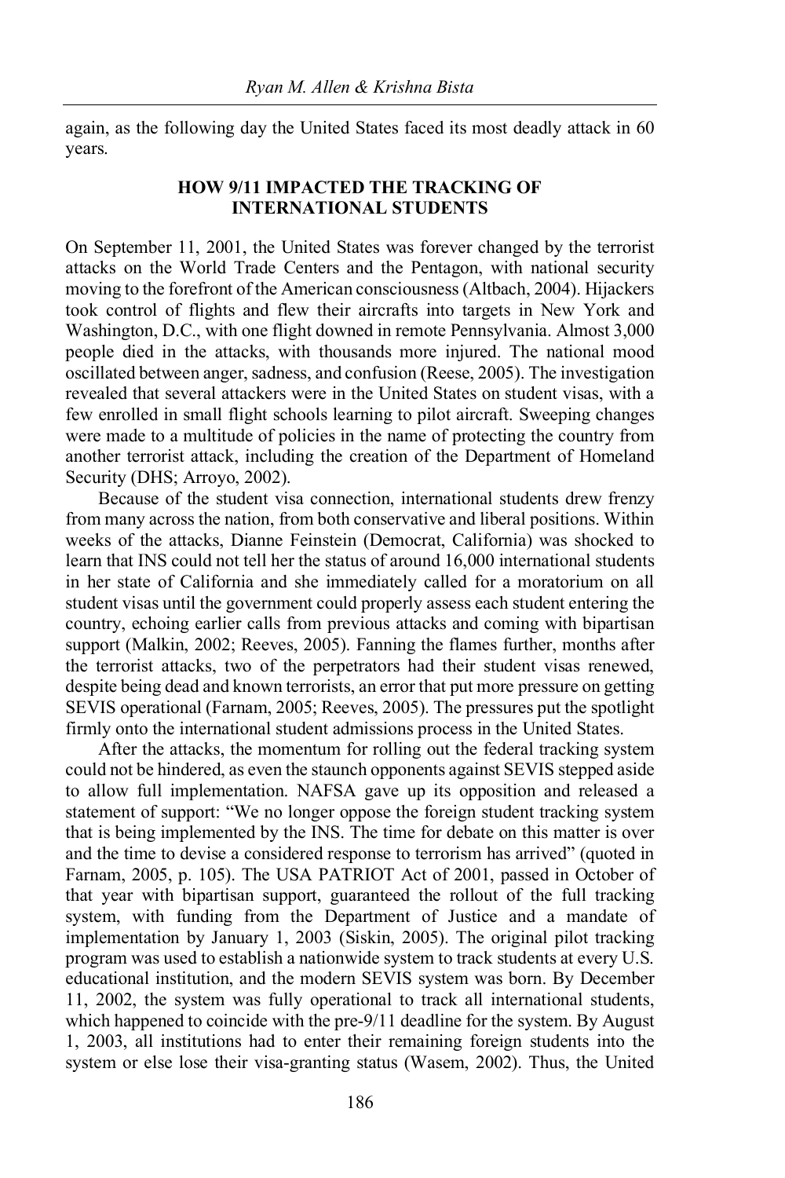again, as the following day the United States faced its most deadly attack in 60 years.

## HOW 9/11 IMPACTED THE TRACKING OF INTERNATIONAL STUDENTS

On September 11, 2001, the United States was forever changed by the terrorist attacks on the World Trade Centers and the Pentagon, with national security moving to the forefront of the American consciousness (Altbach, 2004). Hijackers took control of flights and flew their aircrafts into targets in New York and Washington, D.C., with one flight downed in remote Pennsylvania. Almost 3,000 people died in the attacks, with thousands more injured. The national mood oscillated between anger, sadness, and confusion (Reese, 2005). The investigation revealed that several attackers were in the United States on student visas, with a few enrolled in small flight schools learning to pilot aircraft. Sweeping changes were made to a multitude of policies in the name of protecting the country from another terrorist attack, including the creation of the Department of Homeland Security (DHS; Arroyo, 2002).

Because of the student visa connection, international students drew frenzy from many across the nation, from both conservative and liberal positions. Within weeks of the attacks, Dianne Feinstein (Democrat, California) was shocked to learn that INS could not tell her the status of around 16,000 international students in her state of California and she immediately called for a moratorium on all student visas until the government could properly assess each student entering the country, echoing earlier calls from previous attacks and coming with bipartisan support (Malkin, 2002; Reeves, 2005). Fanning the flames further, months after the terrorist attacks, two of the perpetrators had their student visas renewed, despite being dead and known terrorists, an error that put more pressure on getting SEVIS operational (Farnam, 2005; Reeves, 2005). The pressures put the spotlight firmly onto the international student admissions process in the United States.

After the attacks, the momentum for rolling out the federal tracking system could not be hindered, as even the staunch opponents against SEVIS stepped aside to allow full implementation. NAFSA gave up its opposition and released a statement of support: "We no longer oppose the foreign student tracking system that is being implemented by the INS. The time for debate on this matter is over and the time to devise a considered response to terrorism has arrived" (quoted in Farnam, 2005, p. 105). The USA PATRIOT Act of 2001, passed in October of that year with bipartisan support, guaranteed the rollout of the full tracking system, with funding from the Department of Justice and a mandate of implementation by January 1, 2003 (Siskin, 2005). The original pilot tracking program was used to establish a nationwide system to track students at every U.S. educational institution, and the modern SEVIS system was born. By December 11, 2002, the system was fully operational to track all international students, which happened to coincide with the pre-9/11 deadline for the system. By August 1, 2003, all institutions had to enter their remaining foreign students into the system or else lose their visa-granting status (Wasem, 2002). Thus, the United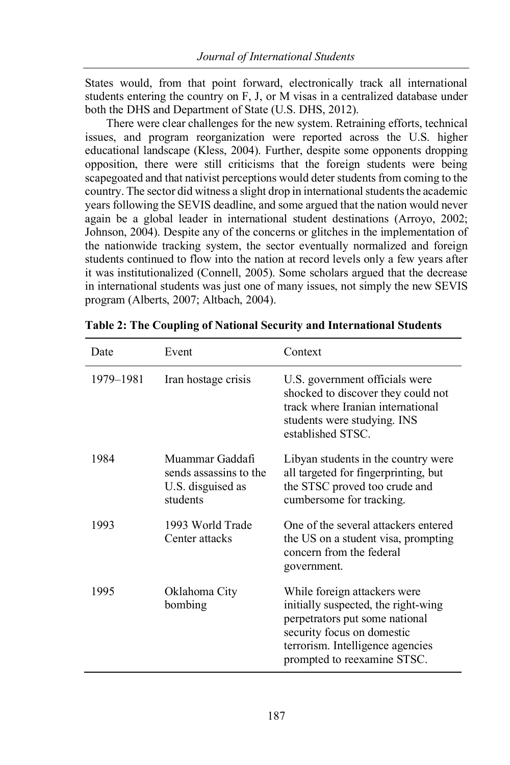States would, from that point forward, electronically track all international students entering the country on F, J, or M visas in a centralized database under both the DHS and Department of State (U.S. DHS, 2012).

There were clear challenges for the new system. Retraining efforts, technical issues, and program reorganization were reported across the U.S. higher educational landscape (Kless, 2004). Further, despite some opponents dropping opposition, there were still criticisms that the foreign students were being scapegoated and that nativist perceptions would deter students from coming to the country. The sector did witness a slight drop in international students the academic years following the SEVIS deadline, and some argued that the nation would never again be a global leader in international student destinations (Arroyo, 2002; Johnson, 2004). Despite any of the concerns or glitches in the implementation of the nationwide tracking system, the sector eventually normalized and foreign students continued to flow into the nation at record levels only a few years after it was institutionalized (Connell, 2005). Some scholars argued that the decrease in international students was just one of many issues, not simply the new SEVIS program (Alberts, 2007; Altbach, 2004).

**Table 2: The Coupling of National Security and International Students**

| Date | Event | Context |
|---|---|---|
| 1979–1981 | Iran hostage crisis | U.S. government officials were shocked to discover they could not track where Iranian international students were studying. INS established STSC. |
| 1984 | Muammar Gaddafi sends assassins to the U.S. disguised as students | Libyan students in the country were all targeted for fingerprinting, but the STSC proved too crude and cumbersome for tracking. |
| 1993 | 1993 World Trade Center attacks | One of the several attackers entered the US on a student visa, prompting concern from the federal government. |
| 1995 | Oklahoma City bombing | While foreign attackers were initially suspected, the right-wing perpetrators put some national security focus on domestic terrorism. Intelligence agencies prompted to reexamine STSC. |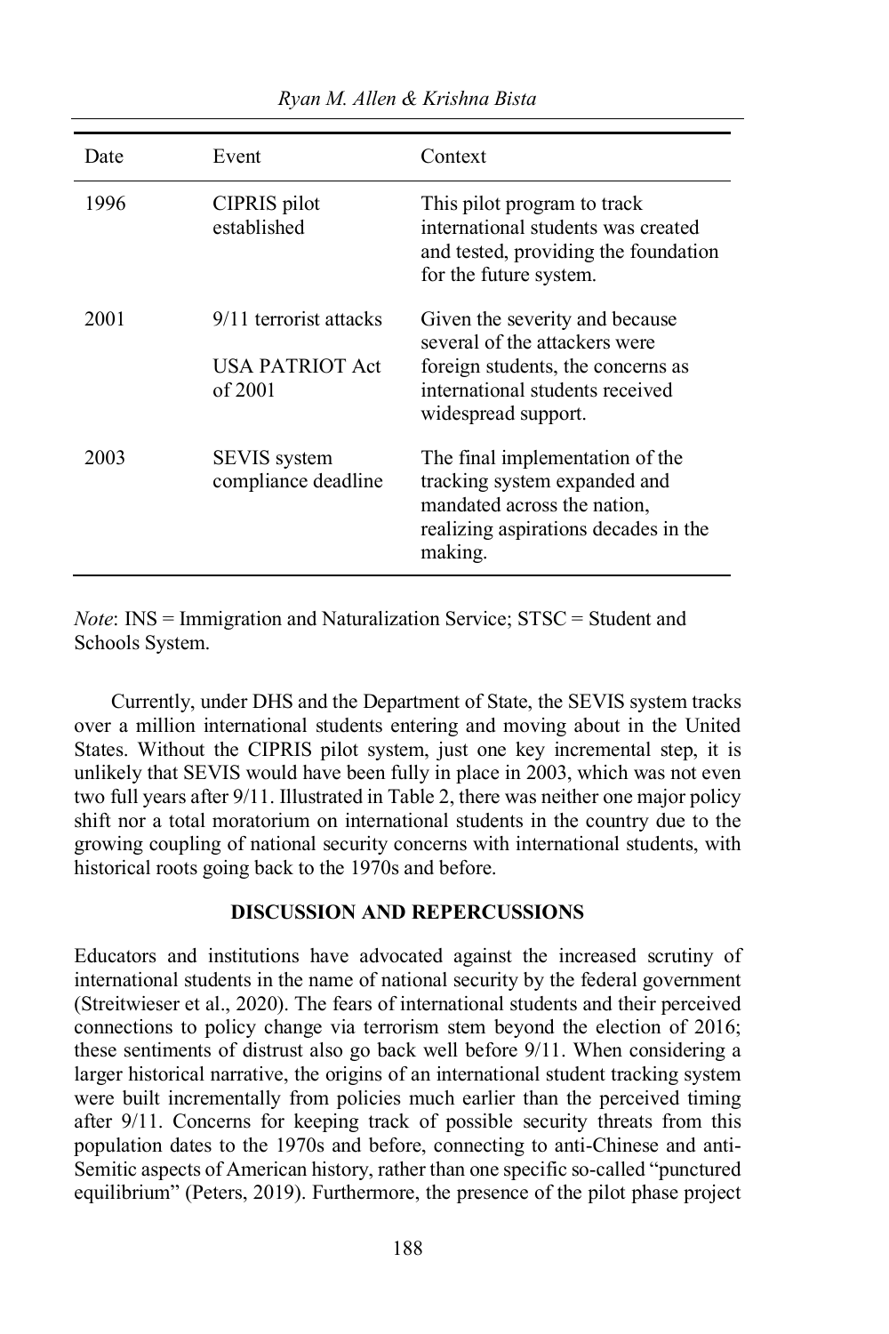| Date | Event | Context |
| --- | --- | --- |
| 1996 | CIPRIS pilot established | This pilot program to track international students was created and tested, providing the foundation for the future system. |
| 2001 | 9/11 terrorist attacks<br><br>USA PATRIOT Act of 2001 | Given the severity and because several of the attackers were foreign students, the concerns as international students received widespread support. |
| 2003 | SEVIS system compliance deadline | The final implementation of the tracking system expanded and mandated across the nation, realizing aspirations decades in the making. |

*Note*: INS = Immigration and Naturalization Service; STSC = Student and Schools System.

Currently, under DHS and the Department of State, the SEVIS system tracks over a million international students entering and moving about in the United States. Without the CIPRIS pilot system, just one key incremental step, it is unlikely that SEVIS would have been fully in place in 2003, which was not even two full years after 9/11. Illustrated in Table 2, there was neither one major policy shift nor a total moratorium on international students in the country due to the growing coupling of national security concerns with international students, with historical roots going back to the 1970s and before.

## DISCUSSION AND REPERCUSSIONS

Educators and institutions have advocated against the increased scrutiny of international students in the name of national security by the federal government (Streitwieser et al., 2020). The fears of international students and their perceived connections to policy change via terrorism stem beyond the election of 2016; these sentiments of distrust also go back well before 9/11. When considering a larger historical narrative, the origins of an international student tracking system were built incrementally from policies much earlier than the perceived timing after 9/11. Concerns for keeping track of possible security threats from this population dates to the 1970s and before, connecting to anti-Chinese and anti-Semitic aspects of American history, rather than one specific so-called "punctured equilibrium" (Peters, 2019). Furthermore, the presence of the pilot phase project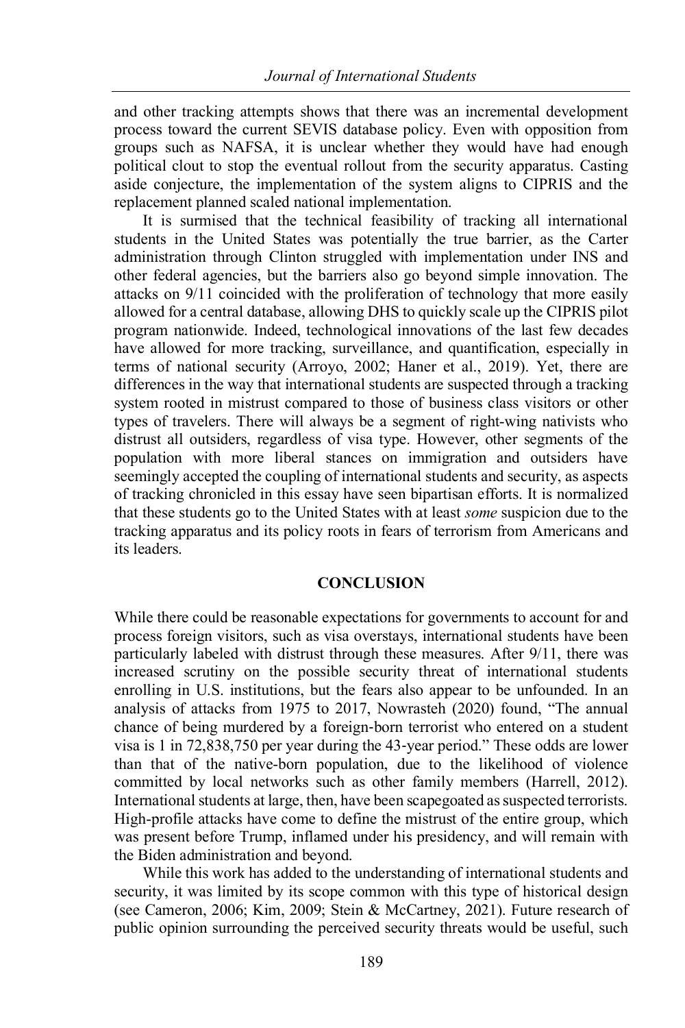and other tracking attempts shows that there was an incremental development process toward the current SEVIS database policy. Even with opposition from groups such as NAFSA, it is unclear whether they would have had enough political clout to stop the eventual rollout from the security apparatus. Casting aside conjecture, the implementation of the system aligns to CIPRIS and the replacement planned scaled national implementation.

It is surmised that the technical feasibility of tracking all international students in the United States was potentially the true barrier, as the Carter administration through Clinton struggled with implementation under INS and other federal agencies, but the barriers also go beyond simple innovation. The attacks on 9/11 coincided with the proliferation of technology that more easily allowed for a central database, allowing DHS to quickly scale up the CIPRIS pilot program nationwide. Indeed, technological innovations of the last few decades have allowed for more tracking, surveillance, and quantification, especially in terms of national security (Arroyo, 2002; Haner et al., 2019). Yet, there are differences in the way that international students are suspected through a tracking system rooted in mistrust compared to those of business class visitors or other types of travelers. There will always be a segment of right-wing nativists who distrust all outsiders, regardless of visa type. However, other segments of the population with more liberal stances on immigration and outsiders have seemingly accepted the coupling of international students and security, as aspects of tracking chronicled in this essay have seen bipartisan efforts. It is normalized that these students go to the United States with at least *some* suspicion due to the tracking apparatus and its policy roots in fears of terrorism from Americans and its leaders.

## CONCLUSION

While there could be reasonable expectations for governments to account for and process foreign visitors, such as visa overstays, international students have been particularly labeled with distrust through these measures. After 9/11, there was increased scrutiny on the possible security threat of international students enrolling in U.S. institutions, but the fears also appear to be unfounded. In an analysis of attacks from 1975 to 2017, Nowrasteh (2020) found, "The annual chance of being murdered by a foreign-born terrorist who entered on a student visa is 1 in 72,838,750 per year during the 43-year period." These odds are lower than that of the native-born population, due to the likelihood of violence committed by local networks such as other family members (Harrell, 2012). International students at large, then, have been scapegoated as suspected terrorists. High-profile attacks have come to define the mistrust of the entire group, which was present before Trump, inflamed under his presidency, and will remain with the Biden administration and beyond.

While this work has added to the understanding of international students and security, it was limited by its scope common with this type of historical design (see Cameron, 2006; Kim, 2009; Stein & McCartney, 2021). Future research of public opinion surrounding the perceived security threats would be useful, such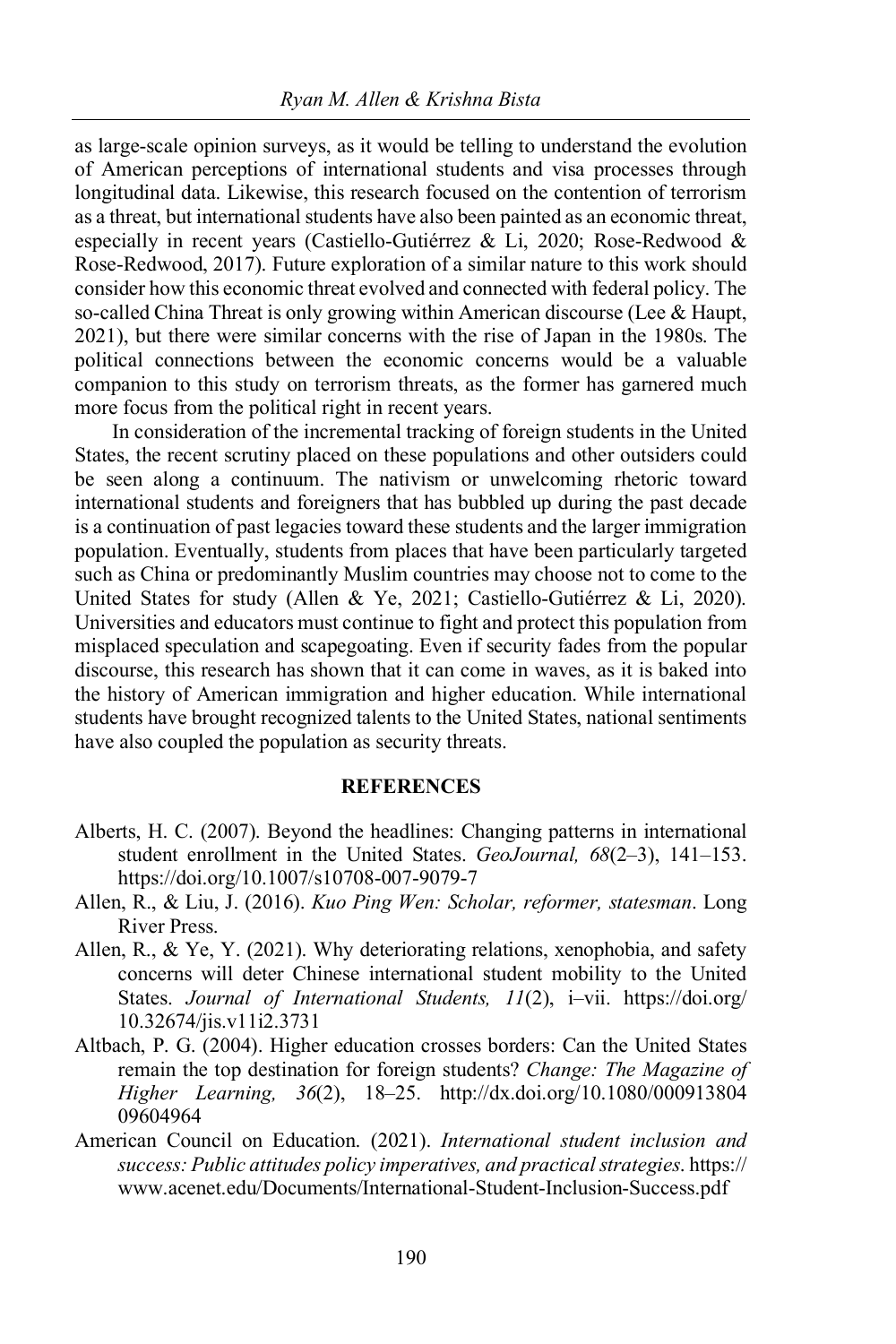as large-scale opinion surveys, as it would be telling to understand the evolution of American perceptions of international students and visa processes through longitudinal data. Likewise, this research focused on the contention of terrorism as a threat, but international students have also been painted as an economic threat, especially in recent years (Castiello-Gutiérrez & Li, 2020; Rose-Redwood & Rose-Redwood, 2017). Future exploration of a similar nature to this work should consider how this economic threat evolved and connected with federal policy. The so-called China Threat is only growing within American discourse (Lee & Haupt, 2021), but there were similar concerns with the rise of Japan in the 1980s. The political connections between the economic concerns would be a valuable companion to this study on terrorism threats, as the former has garnered much more focus from the political right in recent years.

In consideration of the incremental tracking of foreign students in the United States, the recent scrutiny placed on these populations and other outsiders could be seen along a continuum. The nativism or unwelcoming rhetoric toward international students and foreigners that has bubbled up during the past decade is a continuation of past legacies toward these students and the larger immigration population. Eventually, students from places that have been particularly targeted such as China or predominantly Muslim countries may choose not to come to the United States for study (Allen & Ye, 2021; Castiello-Gutiérrez & Li, 2020). Universities and educators must continue to fight and protect this population from misplaced speculation and scapegoating. Even if security fades from the popular discourse, this research has shown that it can come in waves, as it is baked into the history of American immigration and higher education. While international students have brought recognized talents to the United States, national sentiments have also coupled the population as security threats.

## REFERENCES

Alberts, H. C. (2007). Beyond the headlines: Changing patterns in international student enrollment in the United States. *GeoJournal, 68*(2–3), 141–153. https://doi.org/10.1007/s10708-007-9079-7

Allen, R., & Liu, J. (2016). *Kuo Ping Wen: Scholar, reformer, statesman*. Long River Press.

Allen, R., & Ye, Y. (2021). Why deteriorating relations, xenophobia, and safety concerns will deter Chinese international student mobility to the United States. *Journal of International Students, 11*(2), i–vii. https://doi.org/10.32674/jis.v11i2.3731

Altbach, P. G. (2004). Higher education crosses borders: Can the United States remain the top destination for foreign students? *Change: The Magazine of Higher Learning, 36*(2), 18–25. http://dx.doi.org/10.1080/00091380409604964

American Council on Education. (2021). *International student inclusion and success: Public attitudes policy imperatives, and practical strategies*. https://www.acenet.edu/Documents/International-Student-Inclusion-Success.pdf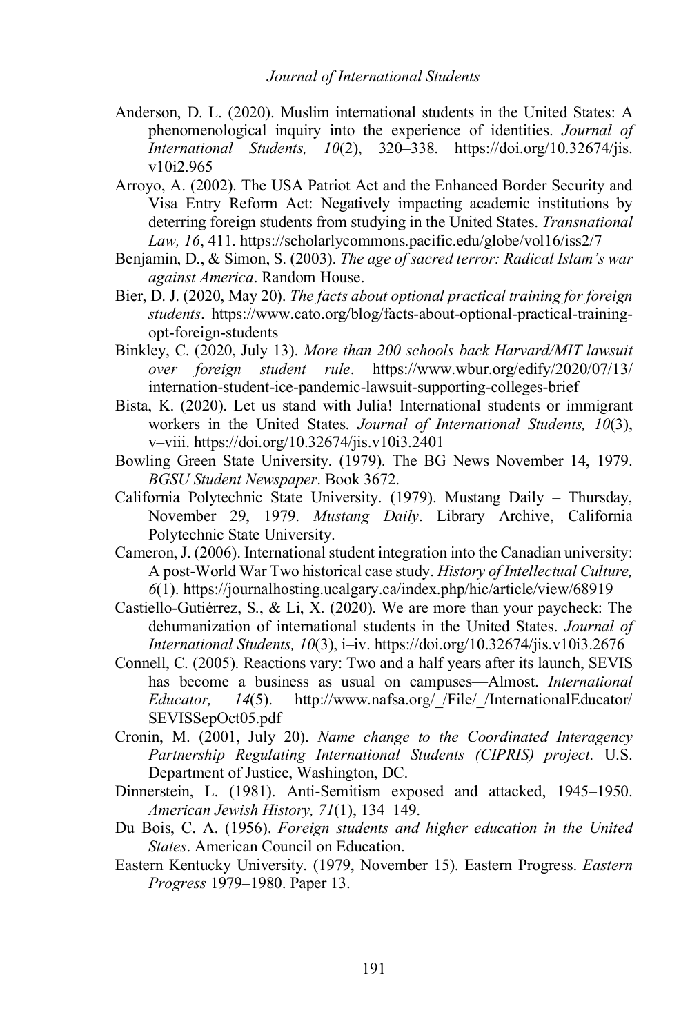Anderson, D. L. (2020). Muslim international students in the United States: A phenomenological inquiry into the experience of identities. *Journal of International Students, 10*(2), 320–338. https://doi.org/10.32674/jis.v10i2.965

Arroyo, A. (2002). The USA Patriot Act and the Enhanced Border Security and Visa Entry Reform Act: Negatively impacting academic institutions by deterring foreign students from studying in the United States. *Transnational Law, 16*, 411. https://scholarlycommons.pacific.edu/globe/vol16/iss2/7

Benjamin, D., & Simon, S. (2003). *The age of sacred terror: Radical Islam's war against America*. Random House.

Bier, D. J. (2020, May 20). *The facts about optional practical training for foreign students*. https://www.cato.org/blog/facts-about-optional-practical-training-opt-foreign-students

Binkley, C. (2020, July 13). *More than 200 schools back Harvard/MIT lawsuit over foreign student rule*. https://www.wbur.org/edify/2020/07/13/internation-student-ice-pandemic-lawsuit-supporting-colleges-brief

Bista, K. (2020). Let us stand with Julia! International students or immigrant workers in the United States. *Journal of International Students, 10*(3), v–viii. https://doi.org/10.32674/jis.v10i3.2401

Bowling Green State University. (1979). The BG News November 14, 1979. *BGSU Student Newspaper*. Book 3672.

California Polytechnic State University. (1979). Mustang Daily – Thursday, November 29, 1979. *Mustang Daily*. Library Archive, California Polytechnic State University.

Cameron, J. (2006). International student integration into the Canadian university: A post-World War Two historical case study. *History of Intellectual Culture, 6*(1). https://journalhosting.ucalgary.ca/index.php/hic/article/view/68919

Castiello-Gutiérrez, S., & Li, X. (2020). We are more than your paycheck: The dehumanization of international students in the United States. *Journal of International Students, 10*(3), i–iv. https://doi.org/10.32674/jis.v10i3.2676

Connell, C. (2005). Reactions vary: Two and a half years after its launch, SEVIS has become a business as usual on campuses—Almost. *International Educator, 14*(5). http://www.nafsa.org/_/File/_/InternationalEducator/SEVISSepOct05.pdf

Cronin, M. (2001, July 20). *Name change to the Coordinated Interagency Partnership Regulating International Students (CIPRIS) project*. U.S. Department of Justice, Washington, DC.

Dinnerstein, L. (1981). Anti-Semitism exposed and attacked, 1945–1950. *American Jewish History, 71*(1), 134–149.

Du Bois, C. A. (1956). *Foreign students and higher education in the United States*. American Council on Education.

Eastern Kentucky University. (1979, November 15). Eastern Progress. *Eastern Progress* 1979–1980. Paper 13.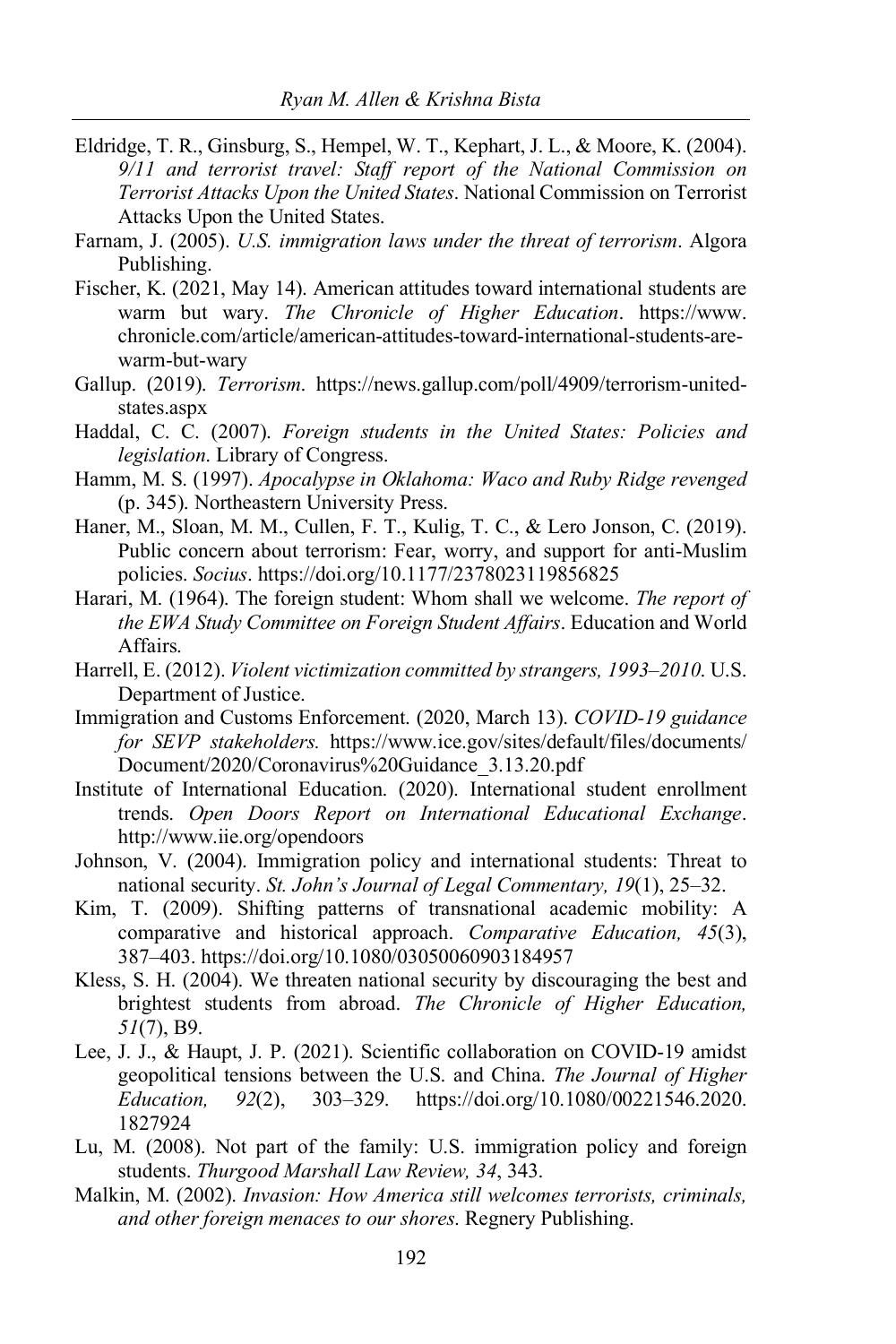Eldridge, T. R., Ginsburg, S., Hempel, W. T., Kephart, J. L., & Moore, K. (2004). *9/11 and terrorist travel: Staff report of the National Commission on Terrorist Attacks Upon the United States*. National Commission on Terrorist Attacks Upon the United States.

Farnam, J. (2005). *U.S. immigration laws under the threat of terrorism*. Algora Publishing.

Fischer, K. (2021, May 14). American attitudes toward international students are warm but wary. *The Chronicle of Higher Education*. https://www.chronicle.com/article/american-attitudes-toward-international-students-are-warm-but-wary

Gallup. (2019). *Terrorism*. https://news.gallup.com/poll/4909/terrorism-united-states.aspx

Haddal, C. C. (2007). *Foreign students in the United States: Policies and legislation*. Library of Congress.

Hamm, M. S. (1997). *Apocalypse in Oklahoma: Waco and Ruby Ridge revenged* (p. 345). Northeastern University Press.

Haner, M., Sloan, M. M., Cullen, F. T., Kulig, T. C., & Lero Jonson, C. (2019). Public concern about terrorism: Fear, worry, and support for anti-Muslim policies. *Socius*. https://doi.org/10.1177/2378023119856825

Harari, M. (1964). The foreign student: Whom shall we welcome. *The report of the EWA Study Committee on Foreign Student Affairs*. Education and World Affairs.

Harrell, E. (2012). *Violent victimization committed by strangers, 1993–2010*. U.S. Department of Justice.

Immigration and Customs Enforcement. (2020, March 13). *COVID-19 guidance for SEVP stakeholders.* https://www.ice.gov/sites/default/files/documents/Document/2020/Coronavirus%20Guidance_3.13.20.pdf

Institute of International Education. (2020). International student enrollment trends. *Open Doors Report on International Educational Exchange*. http://www.iie.org/opendoors

Johnson, V. (2004). Immigration policy and international students: Threat to national security. *St. John's Journal of Legal Commentary, 19*(1), 25–32.

Kim, T. (2009). Shifting patterns of transnational academic mobility: A comparative and historical approach. *Comparative Education, 45*(3), 387–403. https://doi.org/10.1080/03050060903184957

Kless, S. H. (2004). We threaten national security by discouraging the best and brightest students from abroad. *The Chronicle of Higher Education, 51*(7), B9.

Lee, J. J., & Haupt, J. P. (2021). Scientific collaboration on COVID-19 amidst geopolitical tensions between the U.S. and China. *The Journal of Higher Education, 92*(2), 303–329. https://doi.org/10.1080/00221546.2020.1827924

Lu, M. (2008). Not part of the family: U.S. immigration policy and foreign students. *Thurgood Marshall Law Review, 34*, 343.

Malkin, M. (2002). *Invasion: How America still welcomes terrorists, criminals, and other foreign menaces to our shores*. Regnery Publishing.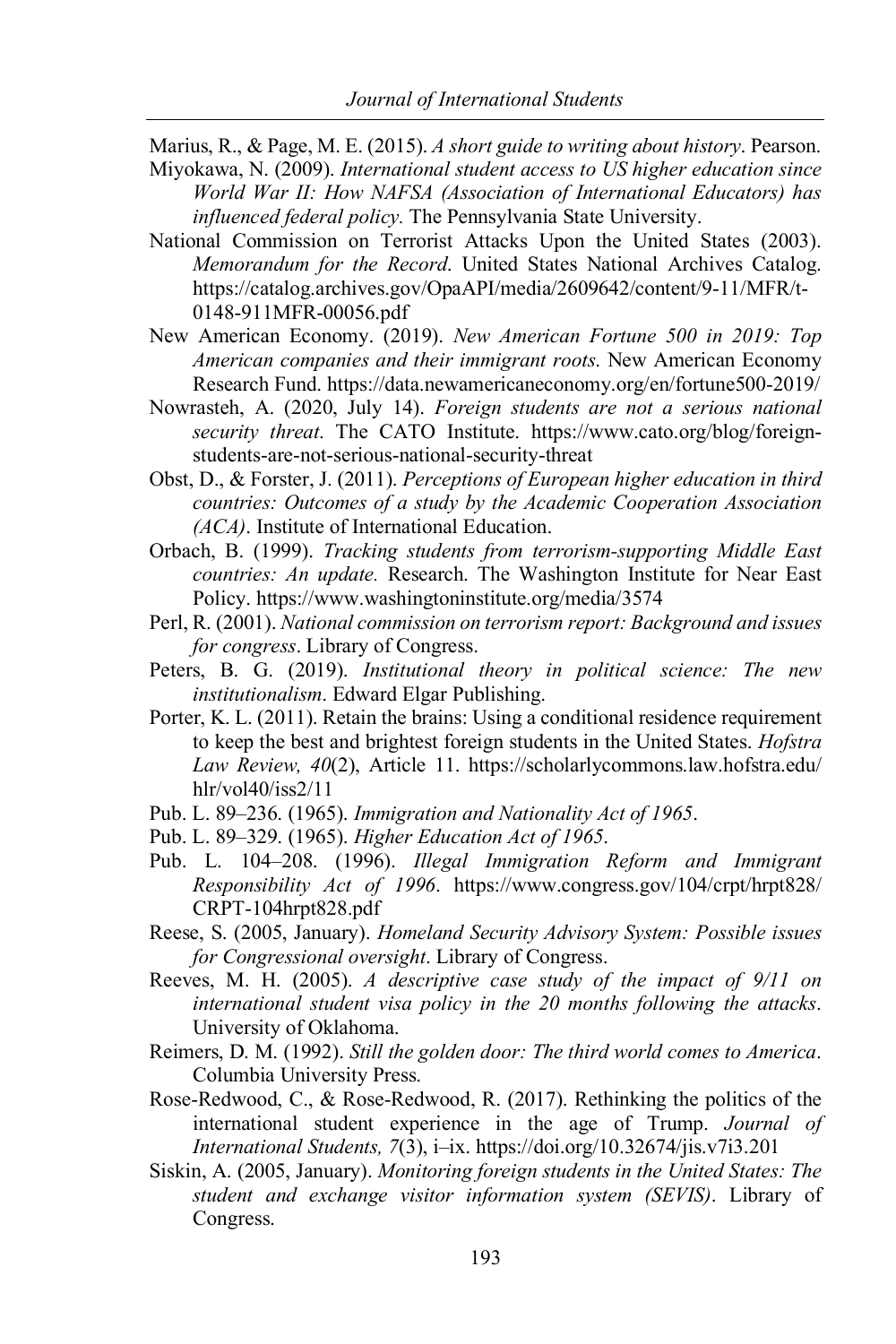Marius, R., & Page, M. E. (2015). *A short guide to writing about history*. Pearson.

Miyokawa, N. (2009). *International student access to US higher education since World War II: How NAFSA (Association of International Educators) has influenced federal policy.* The Pennsylvania State University.

National Commission on Terrorist Attacks Upon the United States (2003). *Memorandum for the Record*. United States National Archives Catalog. https://catalog.archives.gov/OpaAPI/media/2609642/content/9-11/MFR/t-0148-911MFR-00056.pdf

New American Economy. (2019). *New American Fortune 500 in 2019: Top American companies and their immigrant roots*. New American Economy Research Fund. https://data.newamericaneconomy.org/en/fortune500-2019/

Nowrasteh, A. (2020, July 14). *Foreign students are not a serious national security threat*. The CATO Institute. https://www.cato.org/blog/foreign-students-are-not-serious-national-security-threat

Obst, D., & Forster, J. (2011). *Perceptions of European higher education in third countries: Outcomes of a study by the Academic Cooperation Association (ACA)*. Institute of International Education.

Orbach, B. (1999). *Tracking students from terrorism-supporting Middle East countries: An update.* Research. The Washington Institute for Near East Policy. https://www.washingtoninstitute.org/media/3574

Perl, R. (2001). *National commission on terrorism report: Background and issues for congress*. Library of Congress.

Peters, B. G. (2019). *Institutional theory in political science: The new institutionalism*. Edward Elgar Publishing.

Porter, K. L. (2011). Retain the brains: Using a conditional residence requirement to keep the best and brightest foreign students in the United States. *Hofstra Law Review, 40*(2), Article 11. https://scholarlycommons.law.hofstra.edu/hlr/vol40/iss2/11

Pub. L. 89–236. (1965). *Immigration and Nationality Act of 1965*.

Pub. L. 89–329. (1965). *Higher Education Act of 1965*.

Pub. L. 104–208. (1996). *Illegal Immigration Reform and Immigrant Responsibility Act of 1996*. https://www.congress.gov/104/crpt/hrpt828/CRPT-104hrpt828.pdf

Reese, S. (2005, January). *Homeland Security Advisory System: Possible issues for Congressional oversight*. Library of Congress.

Reeves, M. H. (2005). *A descriptive case study of the impact of 9/11 on international student visa policy in the 20 months following the attacks*. University of Oklahoma.

Reimers, D. M. (1992). *Still the golden door: The third world comes to America*. Columbia University Press.

Rose-Redwood, C., & Rose-Redwood, R. (2017). Rethinking the politics of the international student experience in the age of Trump. *Journal of International Students, 7*(3), i–ix. https://doi.org/10.32674/jis.v7i3.201

Siskin, A. (2005, January). *Monitoring foreign students in the United States: The student and exchange visitor information system (SEVIS)*. Library of Congress.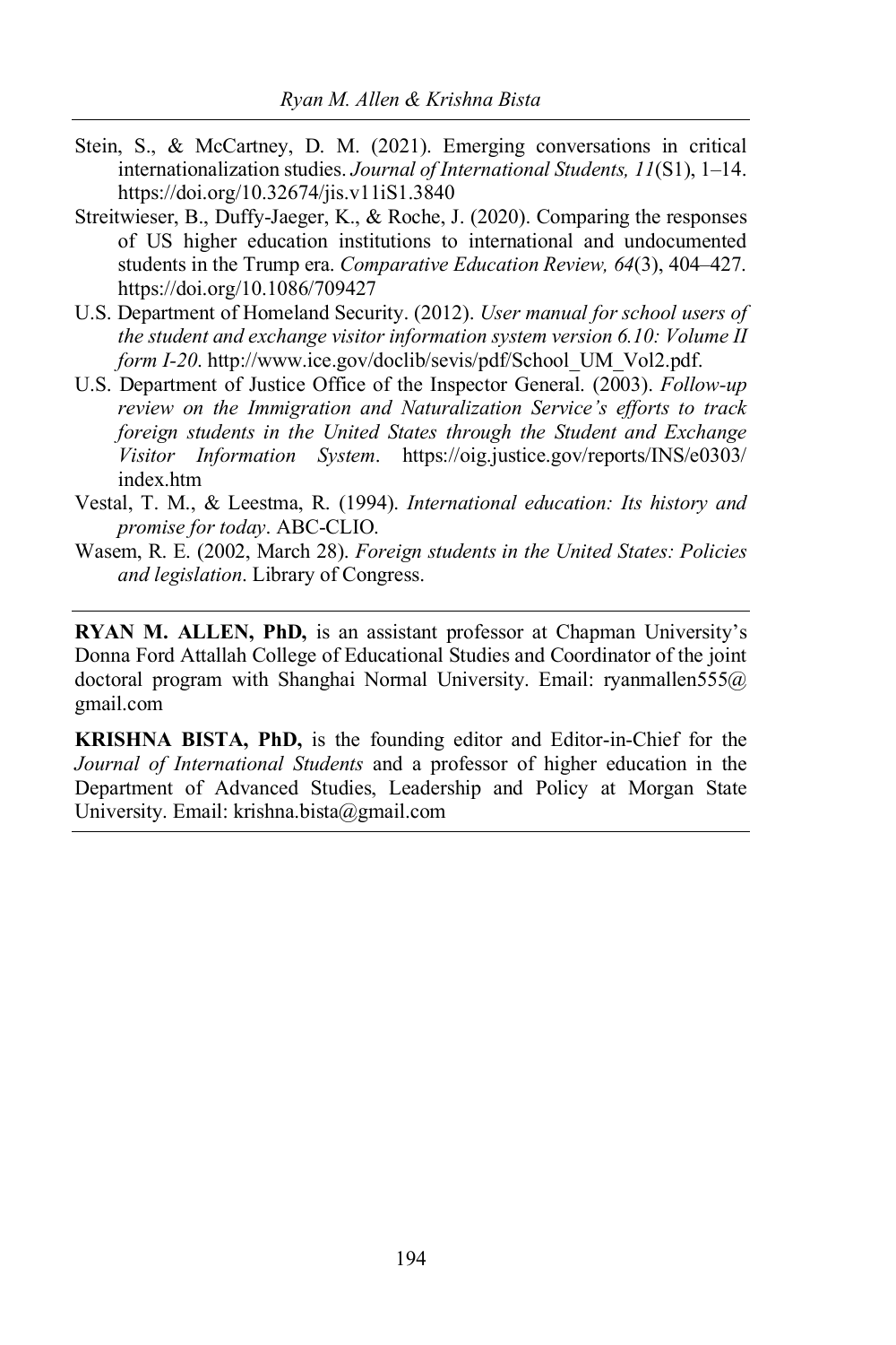Stein, S., & McCartney, D. M. (2021). Emerging conversations in critical internationalization studies. *Journal of International Students, 11*(S1), 1–14. https://doi.org/10.32674/jis.v11iS1.3840

Streitwieser, B., Duffy-Jaeger, K., & Roche, J. (2020). Comparing the responses of US higher education institutions to international and undocumented students in the Trump era. *Comparative Education Review, 64*(3), 404–427. https://doi.org/10.1086/709427

U.S. Department of Homeland Security. (2012). *User manual for school users of the student and exchange visitor information system version 6.10: Volume II form I-20*. http://www.ice.gov/doclib/sevis/pdf/School_UM_Vol2.pdf.

U.S. Department of Justice Office of the Inspector General. (2003). *Follow-up review on the Immigration and Naturalization Service's efforts to track foreign students in the United States through the Student and Exchange Visitor Information System*. https://oig.justice.gov/reports/INS/e0303/index.htm

Vestal, T. M., & Leestma, R. (1994). *International education: Its history and promise for today*. ABC-CLIO.

Wasem, R. E. (2002, March 28). *Foreign students in the United States: Policies and legislation*. Library of Congress.

---

**RYAN M. ALLEN, PhD,** is an assistant professor at Chapman University's Donna Ford Attallah College of Educational Studies and Coordinator of the joint doctoral program with Shanghai Normal University. Email: ryanmallen555@gmail.com

**KRISHNA BISTA, PhD,** is the founding editor and Editor-in-Chief for the *Journal of International Students* and a professor of higher education in the Department of Advanced Studies, Leadership and Policy at Morgan State University. Email: krishna.bista@gmail.com